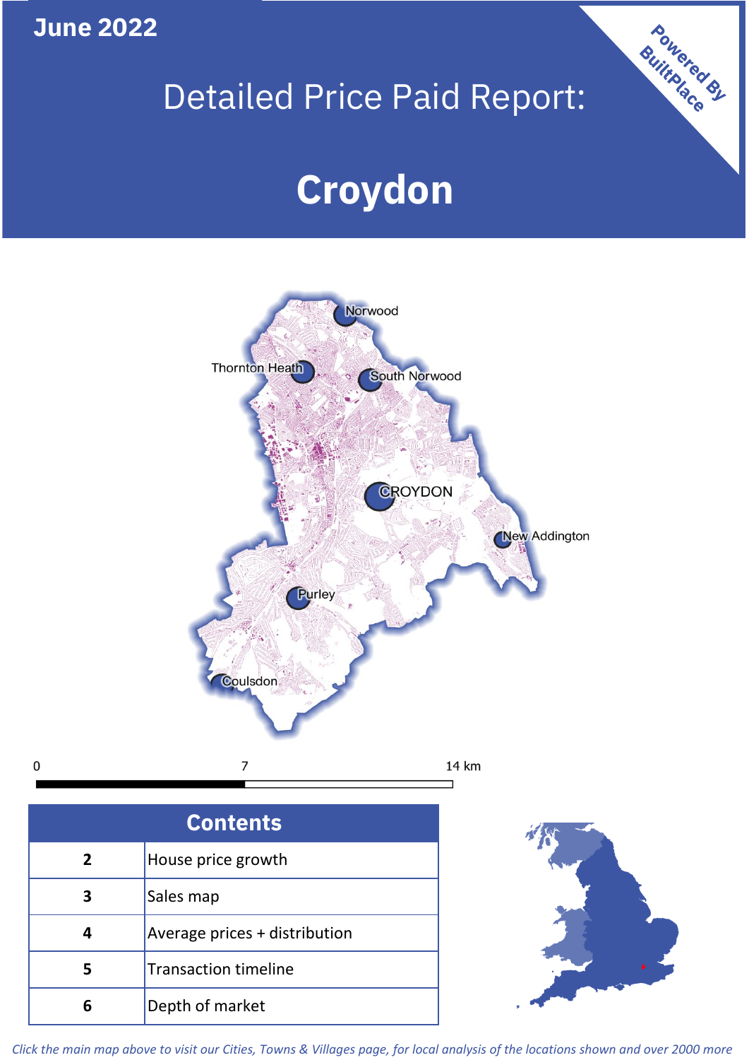**June 2022**

# Detailed Price Paid Report:

# Croydon

Powered By BuiltPlace

Norwood

Thornton Heath

South Norwood

CROYDON

New Addington

Purley

Coulsdon

0 7 14 km

| Contents | |
|---|---|
| 2 | House price growth |
| 3 | Sales map |
| 4 | Average prices + distribution |
| 5 | Transaction timeline |
| 6 | Depth of market |

*Click the main map above to visit our Cities, Towns & Villages page, for local analysis of the locations shown and over 2000 more*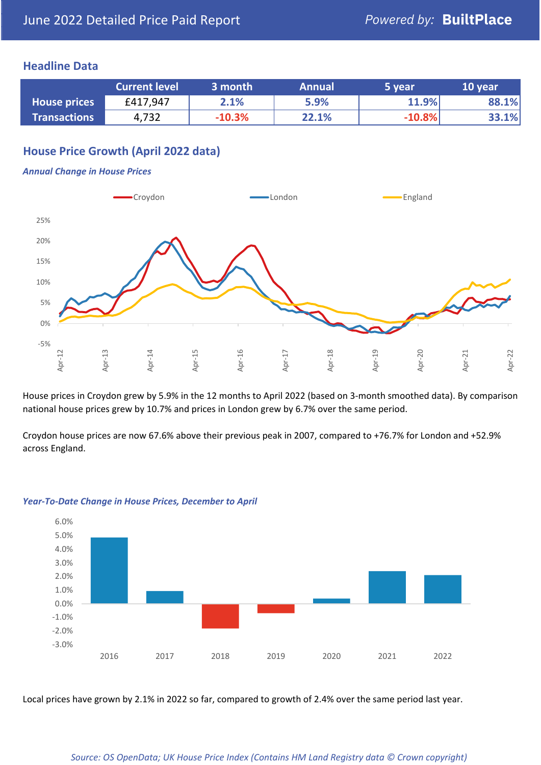June 2022 Detailed Price Paid Report

Powered by: **BuiltPlace**

## Headline Data

| | Current level | 3 month | Annual | 5 year | 10 year |
|---|---|---|---|---|---|
| **House prices** | £417,947 | 2.1% | 5.9% | 11.9% | 88.1% |
| **Transactions** | 4,732 | -10.3% | 22.1% | -10.8% | 33.1% |

## House Price Growth (April 2022 data)

### *Annual Change in House Prices*

House prices in Croydon grew by 5.9% in the 12 months to April 2022 (based on 3-month smoothed data). By comparison national house prices grew by 10.7% and prices in London grew by 6.7% over the same period.

Croydon house prices are now 67.6% above their previous peak in 2007, compared to +76.7% for London and +52.9% across England.

### *Year-To-Date Change in House Prices, December to April*

Local prices have grown by 2.1% in 2022 so far, compared to growth of 2.4% over the same period last year.

*Source: OS OpenData; UK House Price Index (Contains HM Land Registry data © Crown copyright)*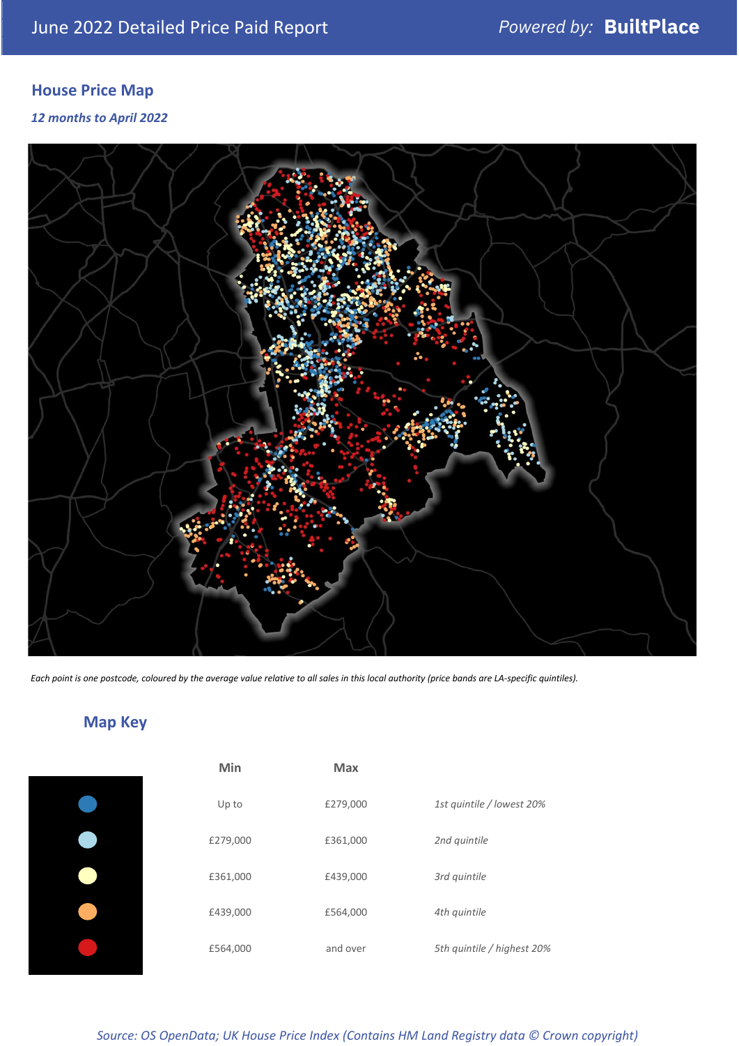## House Price Map

*12 months to April 2022*

*Each point is one postcode, coloured by the average value relative to all sales in this local authority (price bands are LA-specific quintiles).*

## Map Key

| | Min | Max | |
|---|---|---|---|
| | Up to | £279,000 | *1st quintile / lowest 20%* |
| | £279,000 | £361,000 | *2nd quintile* |
| | £361,000 | £439,000 | *3rd quintile* |
| | £439,000 | £564,000 | *4th quintile* |
| | £564,000 | and over | *5th quintile / highest 20%* |

*Source: OS OpenData; UK House Price Index (Contains HM Land Registry data © Crown copyright)*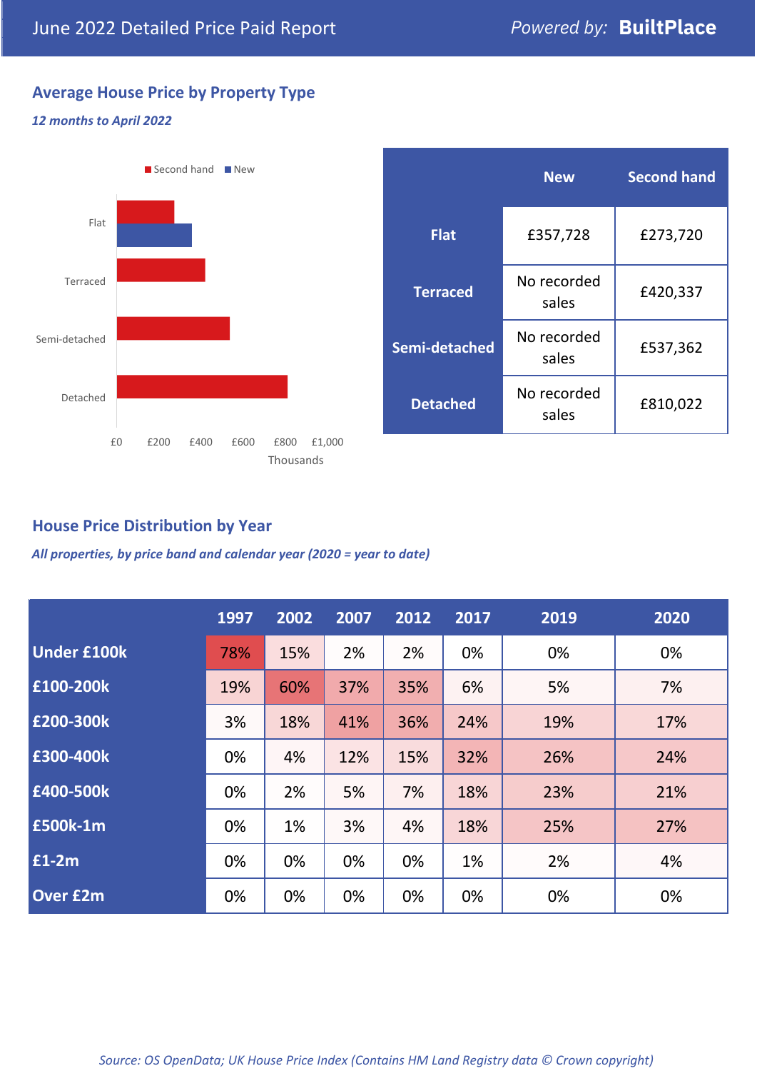# June 2022 Detailed Price Paid Report

Powered by: **BuiltPlace**

## Average House Price by Property Type

*12 months to April 2022*

Second hand / New

Flat
Terraced
Semi-detached
Detached

£0 £200 £400 £600 £800 £1,000
Thousands

| | New | Second hand |
|---|---|---|
| **Flat** | £357,728 | £273,720 |
| **Terraced** | No recorded sales | £420,337 |
| **Semi-detached** | No recorded sales | £537,362 |
| **Detached** | No recorded sales | £810,022 |

## House Price Distribution by Year

*All properties, by price band and calendar year (2020 = year to date)*

| | 1997 | 2002 | 2007 | 2012 | 2017 | 2019 | 2020 |
|---|---|---|---|---|---|---|---|
| **Under £100k** | 78% | 15% | 2% | 2% | 0% | 0% | 0% |
| **£100-200k** | 19% | 60% | 37% | 35% | 6% | 5% | 7% |
| **£200-300k** | 3% | 18% | 41% | 36% | 24% | 19% | 17% |
| **£300-400k** | 0% | 4% | 12% | 15% | 32% | 26% | 24% |
| **£400-500k** | 0% | 2% | 5% | 7% | 18% | 23% | 21% |
| **£500k-1m** | 0% | 1% | 3% | 4% | 18% | 25% | 27% |
| **£1-2m** | 0% | 0% | 0% | 0% | 1% | 2% | 4% |
| **Over £2m** | 0% | 0% | 0% | 0% | 0% | 0% | 0% |

*Source: OS OpenData; UK House Price Index (Contains HM Land Registry data © Crown copyright)*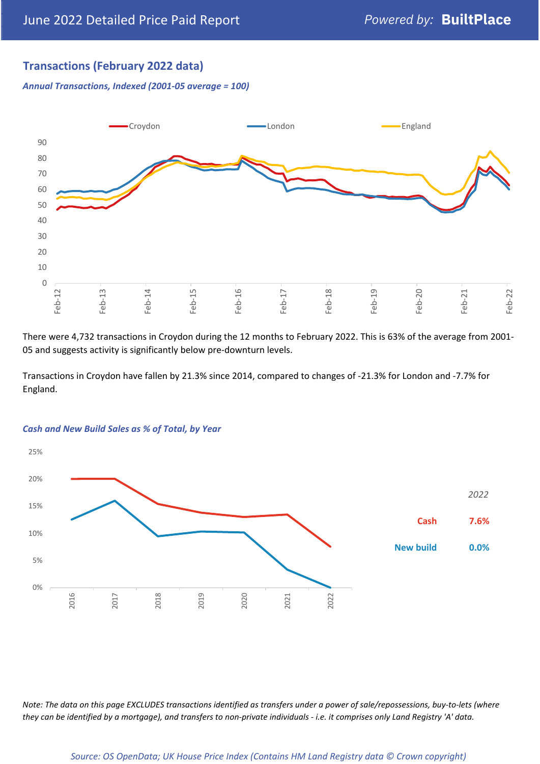## Transactions (February 2022 data)

*Annual Transactions, Indexed (2001-05 average = 100)*

There were 4,732 transactions in Croydon during the 12 months to February 2022. This is 63% of the average from 2001-05 and suggests activity is significantly below pre-downturn levels.

Transactions in Croydon have fallen by 21.3% since 2014, compared to changes of -21.3% for London and -7.7% for England.

*Cash and New Build Sales as % of Total, by Year*

| | 2022 |
|---|---|
| Cash | 7.6% |
| New build | 0.0% |

*Note: The data on this page EXCLUDES transactions identified as transfers under a power of sale/repossessions, buy-to-lets (where they can be identified by a mortgage), and transfers to non-private individuals - i.e. it comprises only Land Registry 'A' data.*

*Source: OS OpenData; UK House Price Index (Contains HM Land Registry data © Crown copyright)*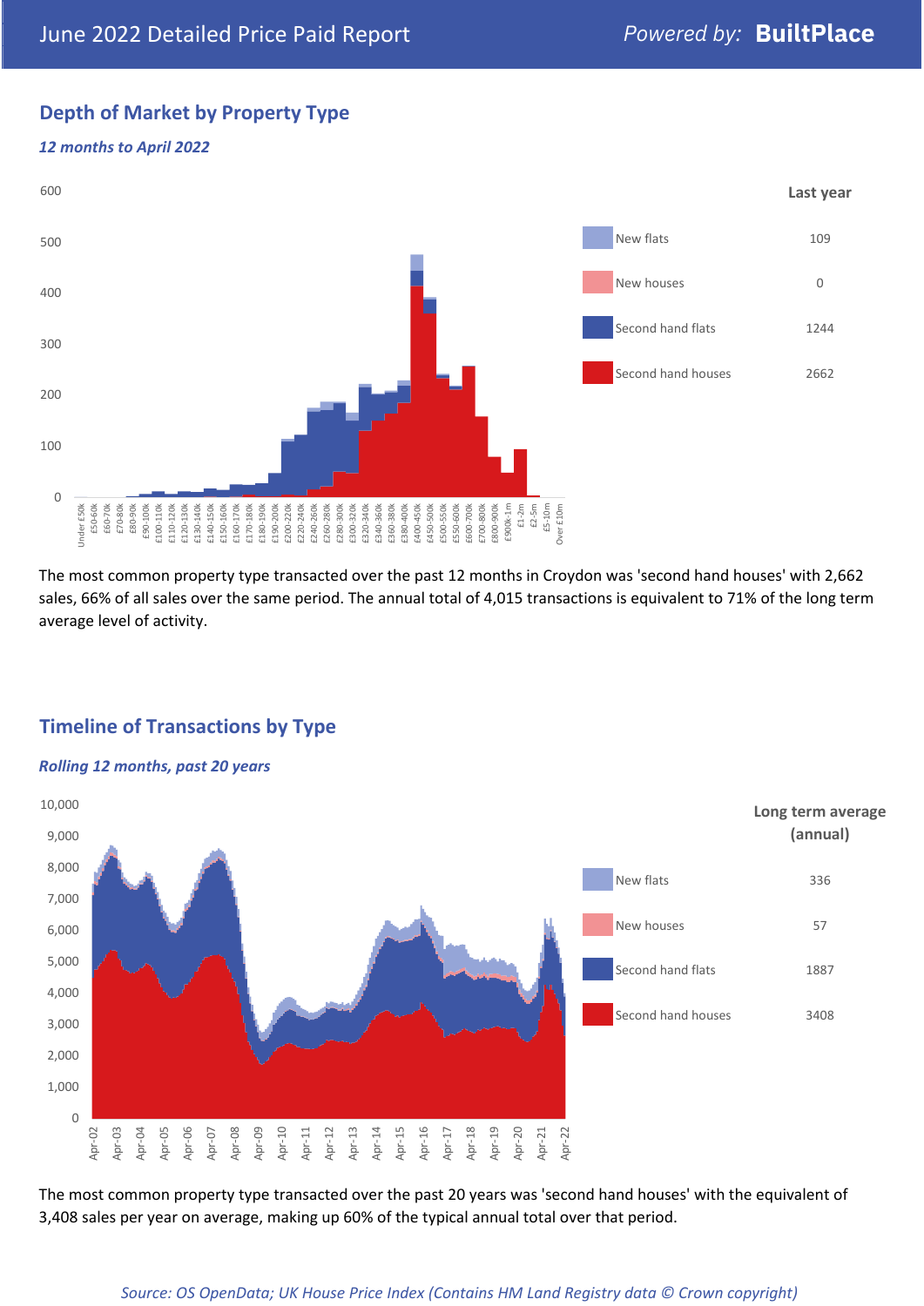# June 2022 Detailed Price Paid Report

*Powered by:* **BuiltPlace**

## Depth of Market by Property Type

*12 months to April 2022*

600
500
400
300
200
100
0

Under £50k, £50-60k, £60-70k, £70-80k, £80-90k, £90-100k, £100-110k, £110-120k, £120-130k, £130-140k, £140-150k, £150-160k, £160-170k, £170-180k, £180-190k, £190-200k, £200-220k, £220-240k, £240-260k, £260-280k, £280-300k, £300-320k, £320-340k, £340-360k, £360-380k, £380-400k, £400-450k, £450-500k, £500-550k, £550-600k, £600-700k, £700-800k, £800-900k, £900k-1m, £1-2m, £2-5m, £5-10m, Over £10m

Last year

New flats 109
New houses 0
Second hand flats 1244
Second hand houses 2662

The most common property type transacted over the past 12 months in Croydon was 'second hand houses' with 2,662 sales, 66% of all sales over the same period. The annual total of 4,015 transactions is equivalent to 71% of the long term average level of activity.

## Timeline of Transactions by Type

*Rolling 12 months, past 20 years*

10,000
9,000
8,000
7,000
6,000
5,000
4,000
3,000
2,000
1,000
0

Apr-02, Apr-03, Apr-04, Apr-05, Apr-06, Apr-07, Apr-08, Apr-09, Apr-10, Apr-11, Apr-12, Apr-13, Apr-14, Apr-15, Apr-16, Apr-17, Apr-18, Apr-19, Apr-20, Apr-21, Apr-22

Long term average (annual)

New flats 336
New houses 57
Second hand flats 1887
Second hand houses 3408

The most common property type transacted over the past 20 years was 'second hand houses' with the equivalent of 3,408 sales per year on average, making up 60% of the typical annual total over that period.

*Source: OS OpenData; UK House Price Index (Contains HM Land Registry data © Crown copyright)*